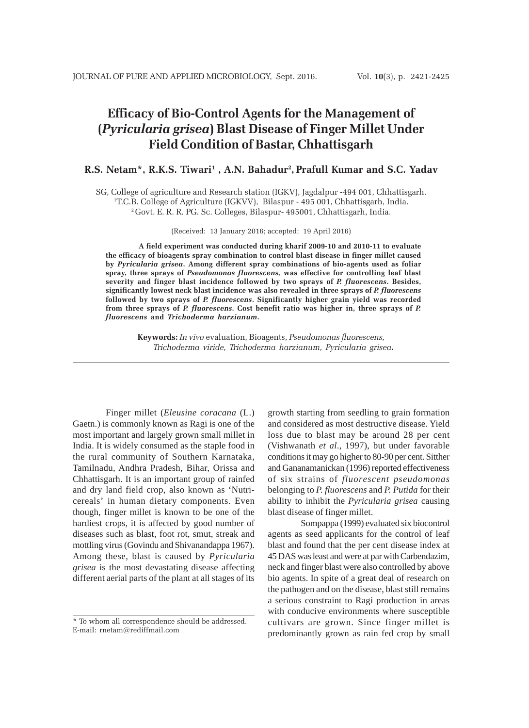# Efficacy of Bio-Control Agents for the Management of (*Pyricularia grisea*) Blast Disease of Finger Millet Under Field Condition of Bastar, Chhattisgarh

**R.S. Netam*, R.K.S. Tiwari[1], A.N. Bahadur[2], Prafull Kumar and S.C. Yadav**

SG, College of agriculture and Research station (IGKV), Jagdalpur -494 001, Chhattisgarh.
[1]T.C.B. College of Agriculture (IGKVV), Bilaspur - 495 001, Chhattisgarh, India.
[2]Govt. E. R. R. PG. Sc. Colleges, Bilaspur- 495001, Chhattisgarh, India.

(Received: 13 January 2016; accepted: 19 April 2016)

**A field experiment was conducted during kharif 2009-10 and 2010-11 to evaluate the efficacy of bioagents spray combination to control blast disease in finger millet caused by *Pyricularia grisea*. Among different spray combinations of bio-agents used as foliar spray, three sprays of *Pseudomonas fluorescens,* was effective for controlling leaf blast severity and finger blast incidence followed by two sprays of *P. fluorescens*. Besides, significantly lowest neck blast incidence was also revealed in three sprays of *P. fluorescens* followed by two sprays of *P. fluorescens*. Significantly higher grain yield was recorded from three sprays of *P. fluorescens*. Cost benefit ratio was higher in, three sprays of *P. fluorescens* and *Trichoderma harzianum*.**

**Keywords:** *In vivo* evaluation, Bioagents, *Pseudomonas fluorescens, Trichoderma viride, Trichoderma harzianum, Pyricularia grisea***.**

---

Finger millet (*Eleusine coracana* (L.) Gaetn.) is commonly known as Ragi is one of the most important and largely grown small millet in India. It is widely consumed as the staple food in the rural community of Southern Karnataka, Tamilnadu, Andhra Pradesh, Bihar, Orissa and Chhattisgarh. It is an important group of rainfed and dry land field crop, also known as 'Nutri-cereals' in human dietary components. Even though, finger millet is known to be one of the hardiest crops, it is affected by good number of diseases such as blast, foot rot, smut, streak and mottling virus (Govindu and Shivanandappa 1967). Among these, blast is caused by *Pyricularia grisea* is the most devastating disease affecting different aerial parts of the plant at all stages of its growth starting from seedling to grain formation and considered as most destructive disease. Yield loss due to blast may be around 28 per cent (Vishwanath *et al*., 1997), but under favorable conditions it may go higher to 80-90 per cent. Sitther and Gananamanickan (1996) reported effectiveness of six strains of *fluorescent pseudomonas* belonging to *P. fluorescens* and *P. Putida* for their ability to inhibit the *Pyricularia grisea* causing blast disease of finger millet.

Sompappa (1999) evaluated six biocontrol agents as seed applicants for the control of leaf blast and found that the per cent disease index at 45 DAS was least and were at par with Carbendazim, neck and finger blast were also controlled by above bio agents. In spite of a great deal of research on the pathogen and on the disease, blast still remains a serious constraint to Ragi production in areas with conducive environments where susceptible cultivars are grown. Since finger millet is predominantly grown as rain fed crop by small

\* To whom all correspondence should be addressed.
E-mail: rnetam@rediffmail.com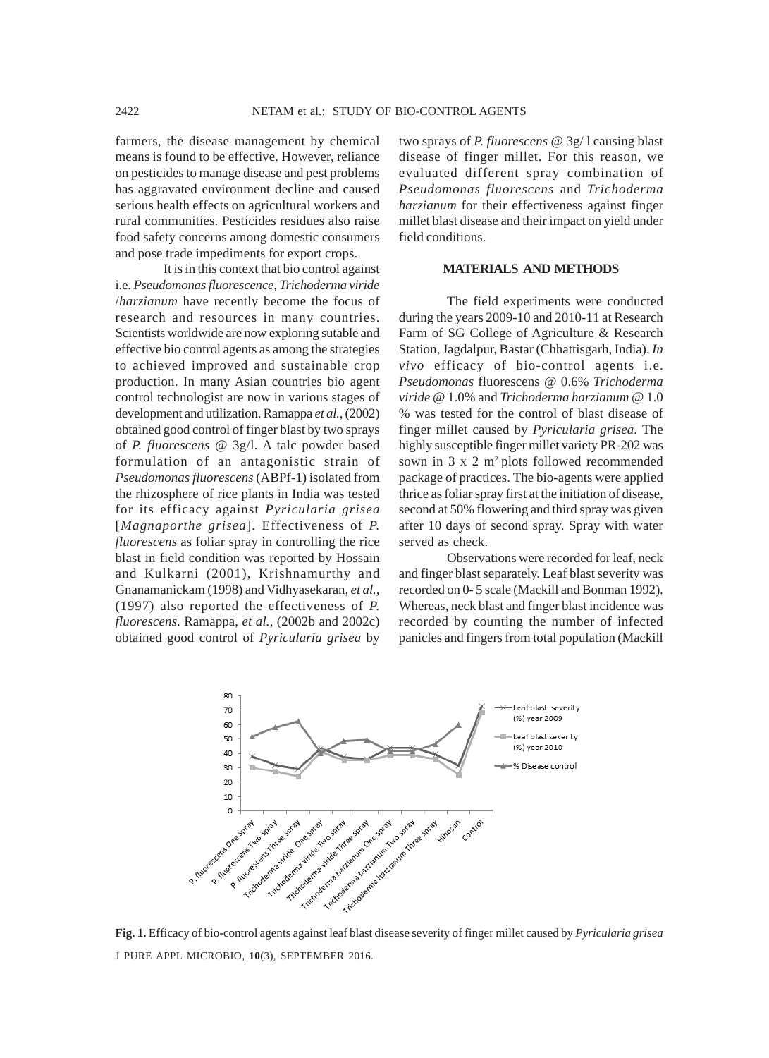farmers, the disease management by chemical means is found to be effective. However, reliance on pesticides to manage disease and pest problems has aggravated environment decline and caused serious health effects on agricultural workers and rural communities. Pesticides residues also raise food safety concerns among domestic consumers and pose trade impediments for export crops.

It is in this context that bio control against i.e. *Pseudomonas fluorescence*, *Trichoderma viride* /*harzianum* have recently become the focus of research and resources in many countries. Scientists worldwide are now exploring sutable and effective bio control agents as among the strategies to achieved improved and sustainable crop production. In many Asian countries bio agent control technologist are now in various stages of development and utilization. Ramappa *et al.,* (2002) obtained good control of finger blast by two sprays of *P. fluorescens* @ 3g/l. A talc powder based formulation of an antagonistic strain of *Pseudomonas fluorescens* (ABPf-1) isolated from the rhizosphere of rice plants in India was tested for its efficacy against *Pyricularia grisea* [*Magnaporthe grisea*]. Effectiveness of *P. fluorescens* as foliar spray in controlling the rice blast in field condition was reported by Hossain and Kulkarni (2001), Krishnamurthy and Gnanamanickam (1998) and Vidhyasekaran, *et al.,* (1997) also reported the effectiveness of *P. fluorescens*. Ramappa, *et al.,* (2002b and 2002c) obtained good control of *Pyricularia grisea* by two sprays of *P. fluorescens* @ 3g/ l causing blast disease of finger millet. For this reason, we evaluated different spray combination of *Pseudomonas fluorescens* and *Trichoderma harzianum* for their effectiveness against finger millet blast disease and their impact on yield under field conditions.

## MATERIALS AND METHODS

The field experiments were conducted during the years 2009-10 and 2010-11 at Research Farm of SG College of Agriculture & Research Station, Jagdalpur, Bastar (Chhattisgarh, India). *In vivo* efficacy of bio-control agents i.e. *Pseudomonas* fluorescens @ 0.6% *Trichoderma viride* @ 1.0% and *Trichoderma harzianum* @ 1.0 % was tested for the control of blast disease of finger millet caused by *Pyricularia grisea*. The highly susceptible finger millet variety PR-202 was sown in 3 x 2 $m^2$ plots followed recommended package of practices. The bio-agents were applied thrice as foliar spray first at the initiation of disease, second at 50% flowering and third spray was given after 10 days of second spray. Spray with water served as check.

Observations were recorded for leaf, neck and finger blast separately. Leaf blast severity was recorded on 0- 5 scale (Mackill and Bonman 1992). Whereas, neck blast and finger blast incidence was recorded by counting the number of infected panicles and fingers from total population (Mackill

**Fig. 1.** Efficacy of bio-control agents against leaf blast disease severity of finger millet caused by *Pyricularia grisea*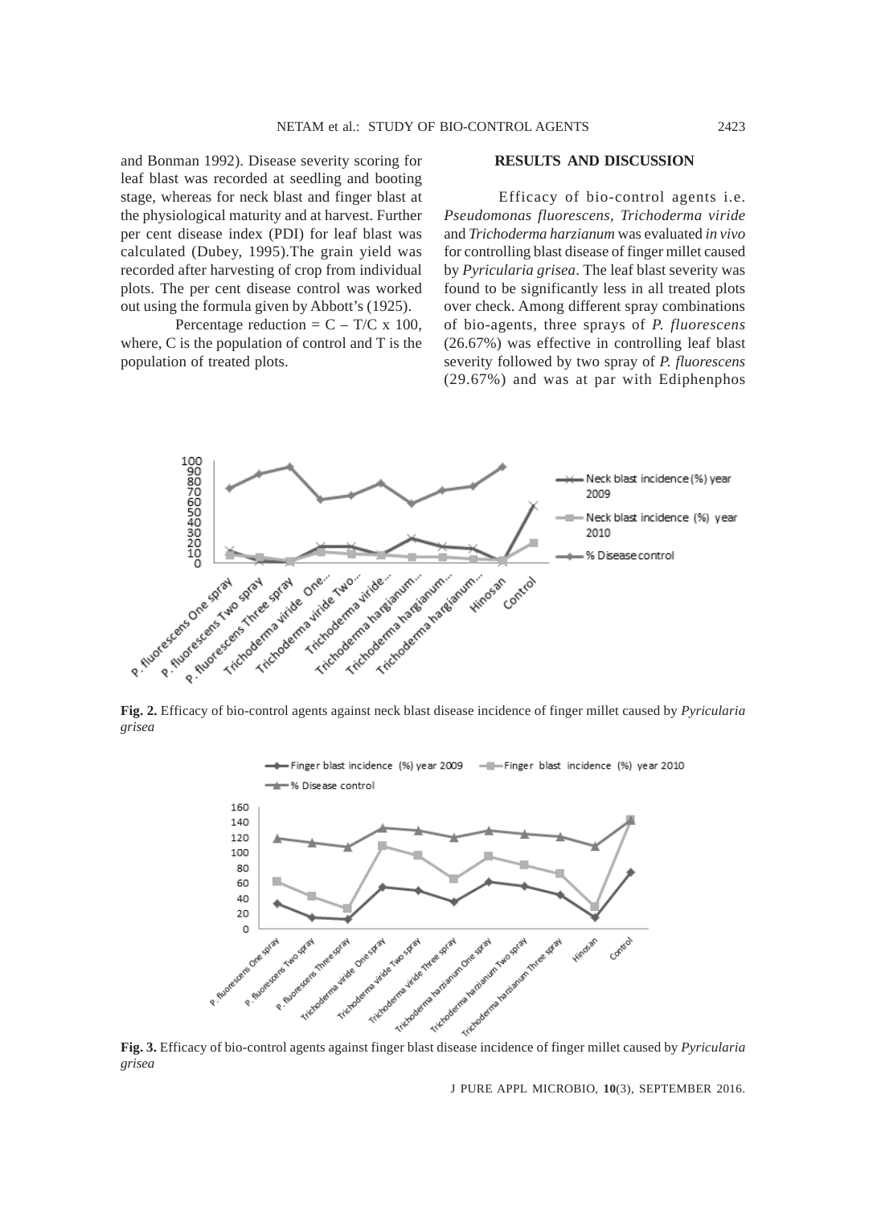and Bonman 1992). Disease severity scoring for leaf blast was recorded at seedling and booting stage, whereas for neck blast and finger blast at the physiological maturity and at harvest. Further per cent disease index (PDI) for leaf blast was calculated (Dubey, 1995).The grain yield was recorded after harvesting of crop from individual plots. The per cent disease control was worked out using the formula given by Abbott's (1925).

Percentage reduction = C – T/C x 100, where, C is the population of control and T is the population of treated plots.

## RESULTS AND DISCUSSION

Efficacy of bio-control agents i.e. *Pseudomonas fluorescens*, *Trichoderma viride* and *Trichoderma harzianum* was evaluated *in vivo* for controlling blast disease of finger millet caused by *Pyricularia grisea*. The leaf blast severity was found to be significantly less in all treated plots over check. Among different spray combinations of bio-agents, three sprays of *P. fluorescens* (26.67%) was effective in controlling leaf blast severity followed by two spray of *P. fluorescens* (29.67%) and was at par with Ediphenphos

**Fig. 2.** Efficacy of bio-control agents against neck blast disease incidence of finger millet caused by *Pyricularia grisea*

**Fig. 3.** Efficacy of bio-control agents against finger blast disease incidence of finger millet caused by *Pyricularia grisea*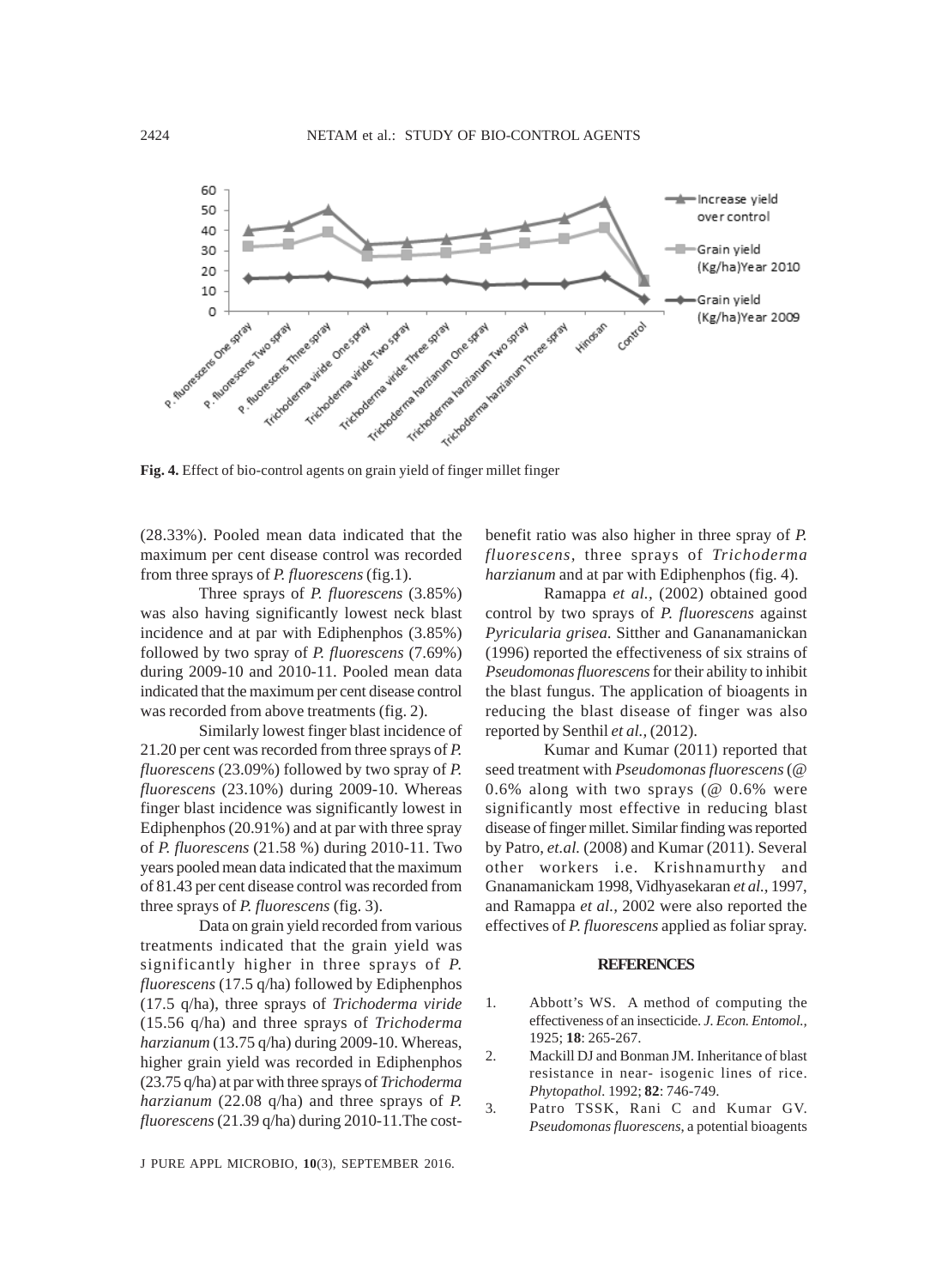**Fig. 4.** Effect of bio-control agents on grain yield of finger millet finger

(28.33%). Pooled mean data indicated that the maximum per cent disease control was recorded from three sprays of *P. fluorescens* (fig.1).

Three sprays of *P. fluorescens* (3.85%) was also having significantly lowest neck blast incidence and at par with Ediphenphos (3.85%) followed by two spray of *P. fluorescens* (7.69%) during 2009-10 and 2010-11. Pooled mean data indicated that the maximum per cent disease control was recorded from above treatments (fig. 2).

Similarly lowest finger blast incidence of 21.20 per cent was recorded from three sprays of *P. fluorescens* (23.09%) followed by two spray of *P. fluorescens* (23.10%) during 2009-10. Whereas finger blast incidence was significantly lowest in Ediphenphos (20.91%) and at par with three spray of *P. fluorescens* (21.58 %) during 2010-11. Two years pooled mean data indicated that the maximum of 81.43 per cent disease control was recorded from three sprays of *P. fluorescens* (fig. 3).

Data on grain yield recorded from various treatments indicated that the grain yield was significantly higher in three sprays of *P. fluorescens* (17.5 q/ha) followed by Ediphenphos (17.5 q/ha), three sprays of *Trichoderma viride* (15.56 q/ha) and three sprays of *Trichoderma harzianum* (13.75 q/ha) during 2009-10. Whereas, higher grain yield was recorded in Ediphenphos (23.75 q/ha) at par with three sprays of *Trichoderma harzianum* (22.08 q/ha) and three sprays of *P. fluorescens* (21.39 q/ha) during 2010-11.The cost-benefit ratio was also higher in three spray of *P. fluorescens*, three sprays of *Trichoderma harzianum* and at par with Ediphenphos (fig. 4).

Ramappa *et al.*, (2002) obtained good control by two sprays of *P. fluorescens* against *Pyricularia grisea.* Sitther and Gananamanickan (1996) reported the effectiveness of six strains of *Pseudomonas fluorescens* for their ability to inhibit the blast fungus. The application of bioagents in reducing the blast disease of finger was also reported by Senthil *et al.,* (2012).

Kumar and Kumar (2011) reported that seed treatment with *Pseudomonas fluorescens* (@ 0.6% along with two sprays (@ 0.6% were significantly most effective in reducing blast disease of finger millet. Similar finding was reported by Patro, *et.al.* (2008) and Kumar (2011). Several other workers i.e. Krishnamurthy and Gnanamanickam 1998, Vidhyasekaran *et al.*, 1997, and Ramappa *et al.,* 2002 were also reported the effectives of *P. fluorescens* applied as foliar spray.

## REFERENCES

1. Abbott's WS. A method of computing the effectiveness of an insecticide. *J. Econ. Entomol.,* 1925; **18**: 265-267.
2. Mackill DJ and Bonman JM. Inheritance of blast resistance in near- isogenic lines of rice. *Phytopathol.* 1992; **82**: 746-749.
3. Patro TSSK, Rani C and Kumar GV. *Pseudomonas fluorescens*, a potential bioagents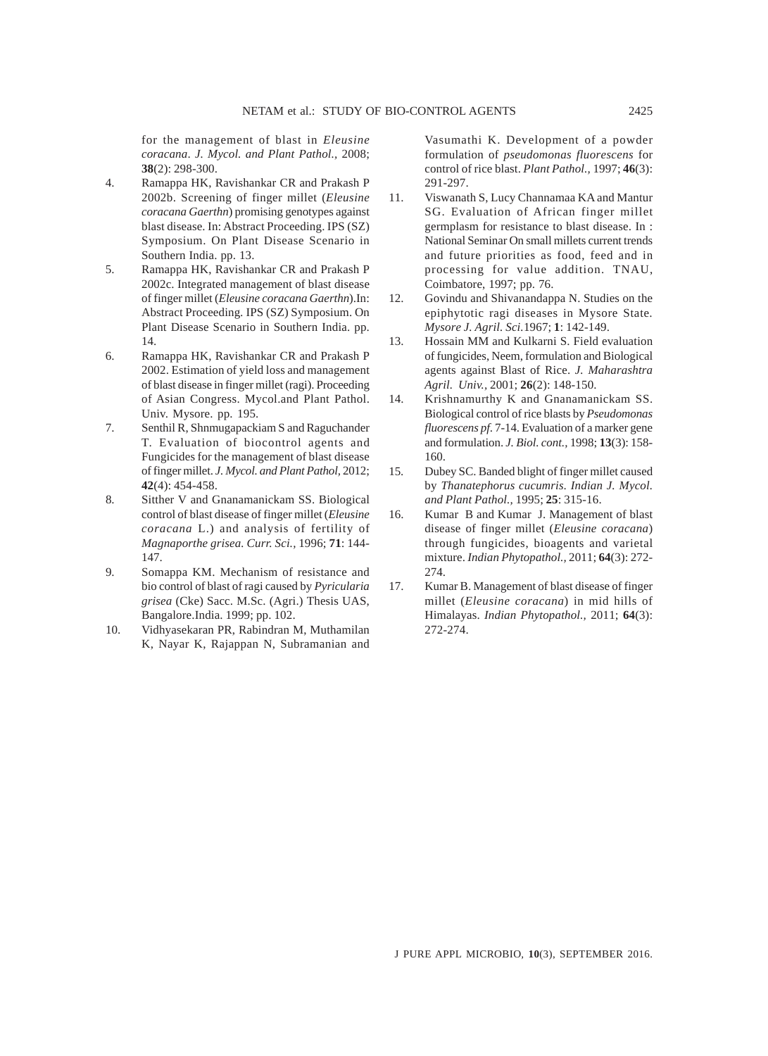for the management of blast in *Eleusine coracana*. *J. Mycol. and Plant Pathol.*, 2008; **38**(2): 298-300.

4. Ramappa HK, Ravishankar CR and Prakash P 2002b. Screening of finger millet (*Eleusine coracana Gaerthn*) promising genotypes against blast disease. In: Abstract Proceeding. IPS (SZ) Symposium. On Plant Disease Scenario in Southern India. pp. 13.
5. Ramappa HK, Ravishankar CR and Prakash P 2002c. Integrated management of blast disease of finger millet (*Eleusine coracana Gaerthn*).In: Abstract Proceeding. IPS (SZ) Symposium. On Plant Disease Scenario in Southern India. pp. 14.
6. Ramappa HK, Ravishankar CR and Prakash P 2002. Estimation of yield loss and management of blast disease in finger millet (ragi). Proceeding of Asian Congress. Mycol.and Plant Pathol. Univ. Mysore. pp. 195.
7. Senthil R, Shnmugapackiam S and Raguchander T. Evaluation of biocontrol agents and Fungicides for the management of blast disease of finger millet. *J. Mycol. and Plant Pathol*, 2012; **42**(4): 454-458.
8. Sitther V and Gnanamanickam SS. Biological control of blast disease of finger millet (*Eleusine coracana* L.) and analysis of fertility of *Magnaporthe grisea*. *Curr. Sci.*, 1996; **71**: 144-147.
9. Somappa KM. Mechanism of resistance and bio control of blast of ragi caused by *Pyricularia grisea* (Cke) Sacc. M.Sc. (Agri.) Thesis UAS, Bangalore.India. 1999; pp. 102.
10. Vidhyasekaran PR, Rabindran M, Muthamilan K, Nayar K, Rajappan N, Subramanian and Vasumathi K. Development of a powder formulation of *pseudomonas fluorescens* for control of rice blast. *Plant Pathol.*, 1997; **46**(3): 291-297.
11. Viswanath S, Lucy Channamaa KA and Mantur SG. Evaluation of African finger millet germplasm for resistance to blast disease. In : National Seminar On small millets current trends and future priorities as food, feed and in processing for value addition. TNAU, Coimbatore, 1997; pp. 76.
12. Govindu and Shivanandappa N. Studies on the epiphytotic ragi diseases in Mysore State. *Mysore J. Agril. Sci.*1967; **1**: 142-149.
13. Hossain MM and Kulkarni S. Field evaluation of fungicides, Neem, formulation and Biological agents against Blast of Rice. *J. Maharashtra Agril. Univ.*, 2001; **26**(2): 148-150.
14. Krishnamurthy K and Gnanamanickam SS. Biological control of rice blasts by *Pseudomonas fluorescens pf*. 7-14. Evaluation of a marker gene and formulation. *J. Biol. cont.*, 1998; **13**(3): 158-160.
15. Dubey SC. Banded blight of finger millet caused by *Thanatephorus cucumris. Indian J. Mycol. and Plant Pathol.*, 1995; **25**: 315-16.
16. Kumar B and Kumar J. Management of blast disease of finger millet (*Eleusine coracana*) through fungicides, bioagents and varietal mixture. *Indian Phytopathol.*, 2011; **64**(3): 272-274.
17. Kumar B. Management of blast disease of finger millet (*Eleusine coracana*) in mid hills of Himalayas. *Indian Phytopathol.*, 2011; **64**(3): 272-274.